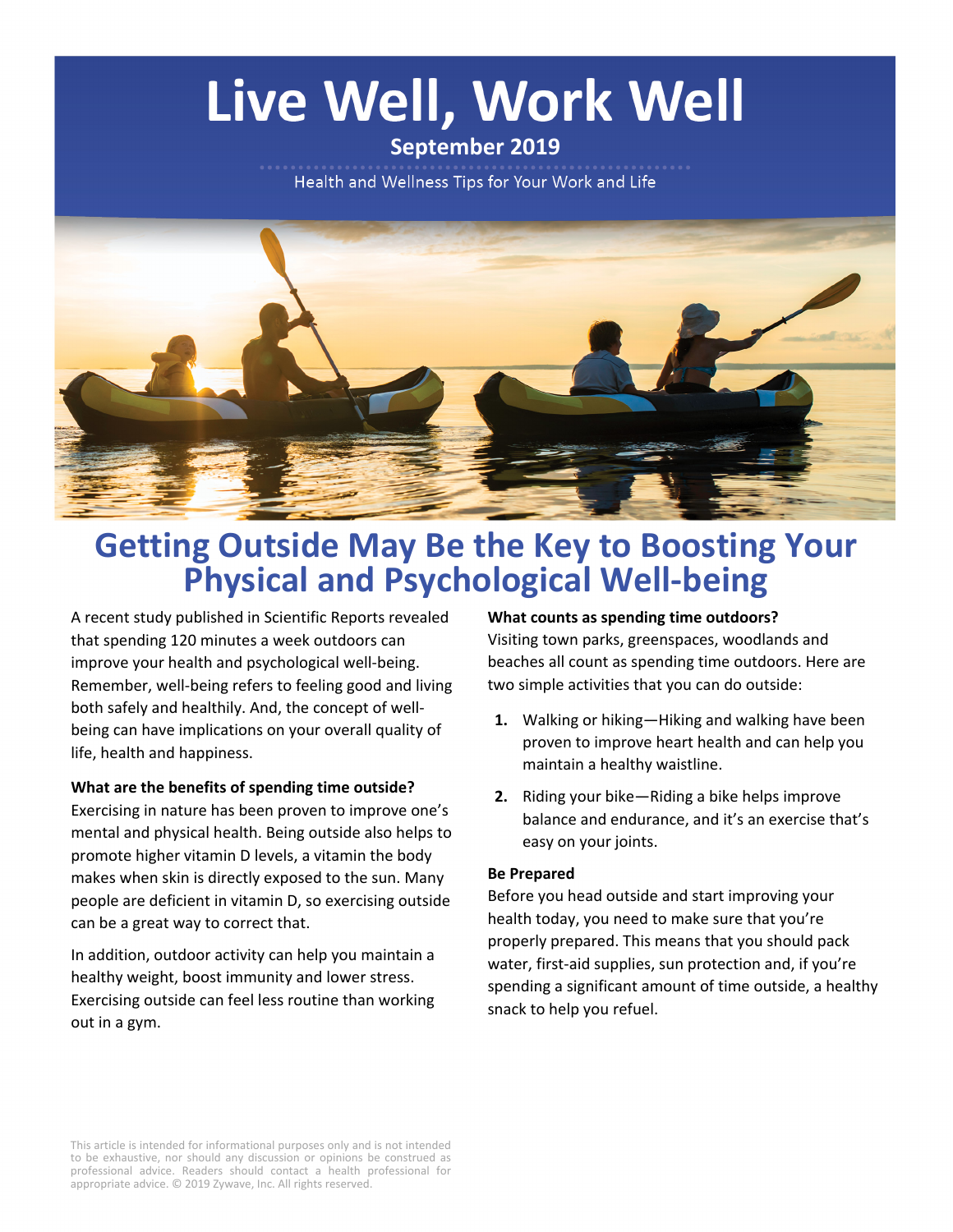# Live Well, Work Well

**September 2019**

Health and Wellness Tips for Your Work and Life

## Getting Outside May Be the Key to Boosting Your Physical and Psychological Well-being

A recent study published in Scientific Reports revealed that spending 120 minutes a week outdoors can improve your health and psychological well-being. Remember, well-being refers to feeling good and living both safely and healthily. And, the concept of well-being can have implications on your overall quality of life, health and happiness.

**What are the benefits of spending time outside?**

Exercising in nature has been proven to improve one's mental and physical health. Being outside also helps to promote higher vitamin D levels, a vitamin the body makes when skin is directly exposed to the sun. Many people are deficient in vitamin D, so exercising outside can be a great way to correct that.

In addition, outdoor activity can help you maintain a healthy weight, boost immunity and lower stress. Exercising outside can feel less routine than working out in a gym.

**What counts as spending time outdoors?**

Visiting town parks, greenspaces, woodlands and beaches all count as spending time outdoors. Here are two simple activities that you can do outside:

1. Walking or hiking—Hiking and walking have been proven to improve heart health and can help you maintain a healthy waistline.
2. Riding your bike—Riding a bike helps improve balance and endurance, and it's an exercise that's easy on your joints.

**Be Prepared**

Before you head outside and start improving your health today, you need to make sure that you're properly prepared. This means that you should pack water, first-aid supplies, sun protection and, if you're spending a significant amount of time outside, a healthy snack to help you refuel.

This article is intended for informational purposes only and is not intended to be exhaustive, nor should any discussion or opinions be construed as professional advice. Readers should contact a health professional for appropriate advice. © 2019 Zywave, Inc. All rights reserved.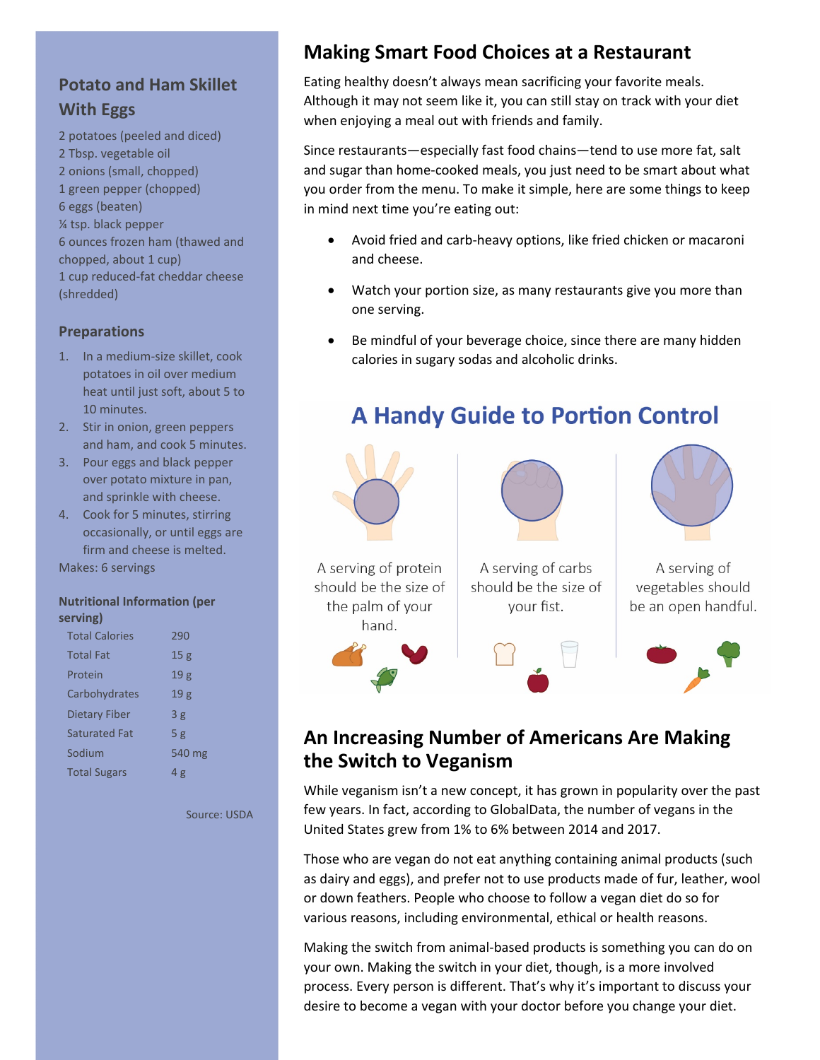## Potato and Ham Skillet With Eggs

2 potatoes (peeled and diced)
2 Tbsp. vegetable oil
2 onions (small, chopped)
1 green pepper (chopped)
6 eggs (beaten)
¼ tsp. black pepper
6 ounces frozen ham (thawed and chopped, about 1 cup)
1 cup reduced-fat cheddar cheese (shredded)

### Preparations

1. In a medium-size skillet, cook potatoes in oil over medium heat until just soft, about 5 to 10 minutes.
2. Stir in onion, green peppers and ham, and cook 5 minutes.
3. Pour eggs and black pepper over potato mixture in pan, and sprinkle with cheese.
4. Cook for 5 minutes, stirring occasionally, or until eggs are firm and cheese is melted.

Makes: 6 servings

### Nutritional Information (per serving)

| | |
|---|---|
| Total Calories | 290 |
| Total Fat | 15 g |
| Protein | 19 g |
| Carbohydrates | 19 g |
| Dietary Fiber | 3 g |
| Saturated Fat | 5 g |
| Sodium | 540 mg |
| Total Sugars | 4 g |

Source: USDA

## Making Smart Food Choices at a Restaurant

Eating healthy doesn't always mean sacrificing your favorite meals. Although it may not seem like it, you can still stay on track with your diet when enjoying a meal out with friends and family.

Since restaurants—especially fast food chains—tend to use more fat, salt and sugar than home-cooked meals, you just need to be smart about what you order from the menu. To make it simple, here are some things to keep in mind next time you're eating out:

- Avoid fried and carb-heavy options, like fried chicken or macaroni and cheese.
- Watch your portion size, as many restaurants give you more than one serving.
- Be mindful of your beverage choice, since there are many hidden calories in sugary sodas and alcoholic drinks.

## A Handy Guide to Portion Control

A serving of protein should be the size of the palm of your hand.

A serving of carbs should be the size of your fist.

A serving of vegetables should be an open handful.

## An Increasing Number of Americans Are Making the Switch to Veganism

While veganism isn't a new concept, it has grown in popularity over the past few years. In fact, according to GlobalData, the number of vegans in the United States grew from 1% to 6% between 2014 and 2017.

Those who are vegan do not eat anything containing animal products (such as dairy and eggs), and prefer not to use products made of fur, leather, wool or down feathers. People who choose to follow a vegan diet do so for various reasons, including environmental, ethical or health reasons.

Making the switch from animal-based products is something you can do on your own. Making the switch in your diet, though, is a more involved process. Every person is different. That's why it's important to discuss your desire to become a vegan with your doctor before you change your diet.